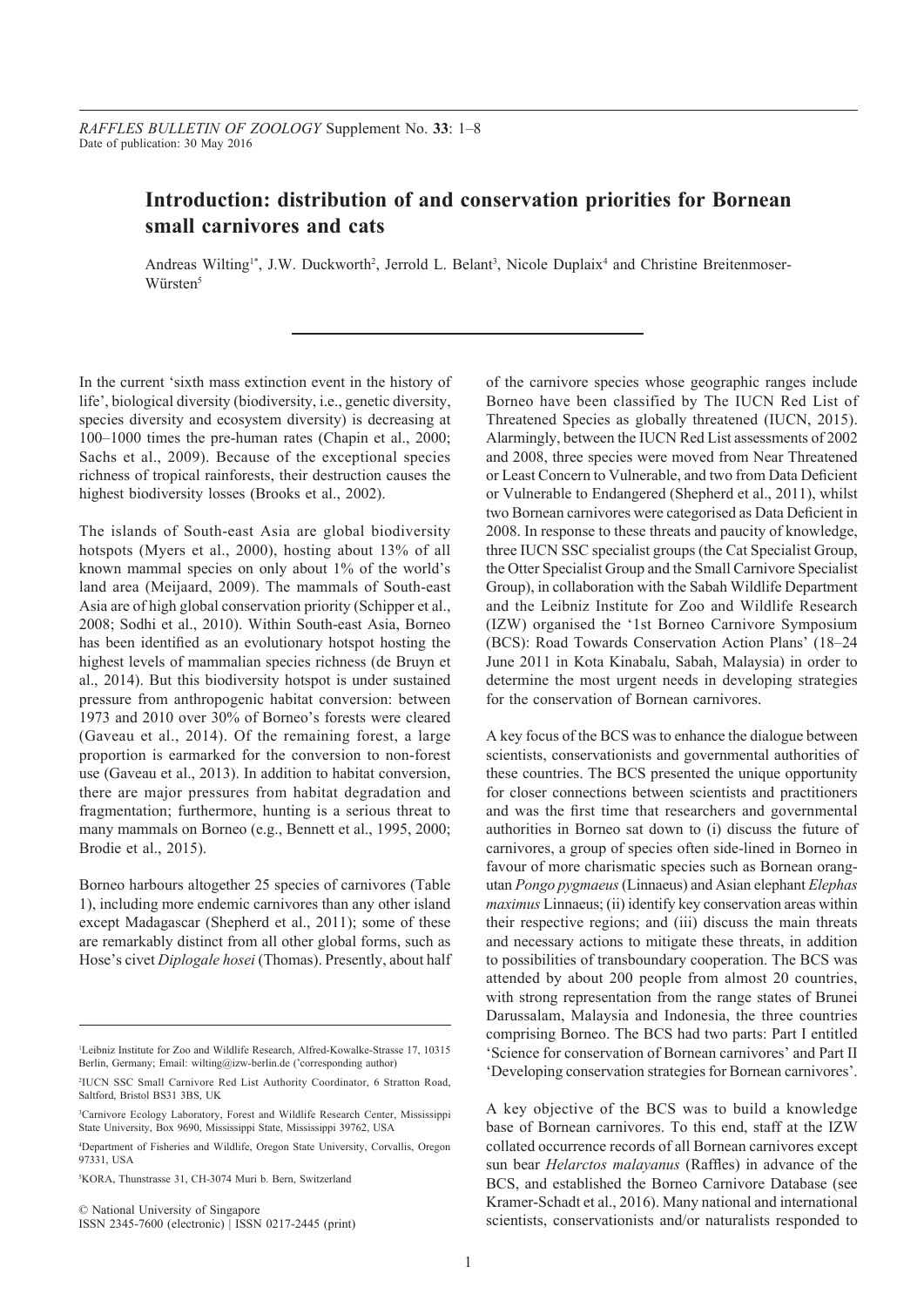# Introduction: distribution of and conservation priorities for Bornean small carnivores and cats

Andreas Wilting[1*], J.W. Duckworth[2], Jerrold L. Belant[3], Nicole Duplaix[4] and Christine Breitenmoser-Würsten[5]

In the current 'sixth mass extinction event in the history of life', biological diversity (biodiversity, i.e., genetic diversity, species diversity and ecosystem diversity) is decreasing at 100–1000 times the pre-human rates (Chapin et al., 2000; Sachs et al., 2009). Because of the exceptional species richness of tropical rainforests, their destruction causes the highest biodiversity losses (Brooks et al., 2002).

The islands of South-east Asia are global biodiversity hotspots (Myers et al., 2000), hosting about 13% of all known mammal species on only about 1% of the world's land area (Meijaard, 2009). The mammals of South-east Asia are of high global conservation priority (Schipper et al., 2008; Sodhi et al., 2010). Within South-east Asia, Borneo has been identified as an evolutionary hotspot hosting the highest levels of mammalian species richness (de Bruyn et al., 2014). But this biodiversity hotspot is under sustained pressure from anthropogenic habitat conversion: between 1973 and 2010 over 30% of Borneo's forests were cleared (Gaveau et al., 2014). Of the remaining forest, a large proportion is earmarked for the conversion to non-forest use (Gaveau et al., 2013). In addition to habitat conversion, there are major pressures from habitat degradation and fragmentation; furthermore, hunting is a serious threat to many mammals on Borneo (e.g., Bennett et al., 1995, 2000; Brodie et al., 2015).

Borneo harbours altogether 25 species of carnivores (Table 1), including more endemic carnivores than any other island except Madagascar (Shepherd et al., 2011); some of these are remarkably distinct from all other global forms, such as Hose's civet *Diplogale hosei* (Thomas). Presently, about half of the carnivore species whose geographic ranges include Borneo have been classified by The IUCN Red List of Threatened Species as globally threatened (IUCN, 2015). Alarmingly, between the IUCN Red List assessments of 2002 and 2008, three species were moved from Near Threatened or Least Concern to Vulnerable, and two from Data Deficient or Vulnerable to Endangered (Shepherd et al., 2011), whilst two Bornean carnivores were categorised as Data Deficient in 2008. In response to these threats and paucity of knowledge, three IUCN SSC specialist groups (the Cat Specialist Group, the Otter Specialist Group and the Small Carnivore Specialist Group), in collaboration with the Sabah Wildlife Department and the Leibniz Institute for Zoo and Wildlife Research (IZW) organised the '1st Borneo Carnivore Symposium (BCS): Road Towards Conservation Action Plans' (18–24 June 2011 in Kota Kinabalu, Sabah, Malaysia) in order to determine the most urgent needs in developing strategies for the conservation of Bornean carnivores.

A key focus of the BCS was to enhance the dialogue between scientists, conservationists and governmental authorities of these countries. The BCS presented the unique opportunity for closer connections between scientists and practitioners and was the first time that researchers and governmental authorities in Borneo sat down to (i) discuss the future of carnivores, a group of species often side-lined in Borneo in favour of more charismatic species such as Bornean orang-utan *Pongo pygmaeus* (Linnaeus) and Asian elephant *Elephas maximus* Linnaeus; (ii) identify key conservation areas within their respective regions; and (iii) discuss the main threats and necessary actions to mitigate these threats, in addition to possibilities of transboundary cooperation. The BCS was attended by about 200 people from almost 20 countries, with strong representation from the range states of Brunei Darussalam, Malaysia and Indonesia, the three countries comprising Borneo. The BCS had two parts: Part I entitled 'Science for conservation of Bornean carnivores' and Part II 'Developing conservation strategies for Bornean carnivores'.

A key objective of the BCS was to build a knowledge base of Bornean carnivores. To this end, staff at the IZW collated occurrence records of all Bornean carnivores except sun bear *Helarctos malayanus* (Raffles) in advance of the BCS, and established the Borneo Carnivore Database (see Kramer-Schadt et al., 2016). Many national and international scientists, conservationists and/or naturalists responded to

---

[1]Leibniz Institute for Zoo and Wildlife Research, Alfred-Kowalke-Strasse 17, 10315 Berlin, Germany; Email: wilting@izw-berlin.de (*corresponding author)

[2]IUCN SSC Small Carnivore Red List Authority Coordinator, 6 Stratton Road, Saltford, Bristol BS31 3BS, UK

[3]Carnivore Ecology Laboratory, Forest and Wildlife Research Center, Mississippi State University, Box 9690, Mississippi State, Mississippi 39762, USA

[4]Department of Fisheries and Wildlife, Oregon State University, Corvallis, Oregon 97331, USA

[5]KORA, Thunstrasse 31, CH-3074 Muri b. Bern, Switzerland

© National University of Singapore
ISSN 2345-7600 (electronic) | ISSN 0217-2445 (print)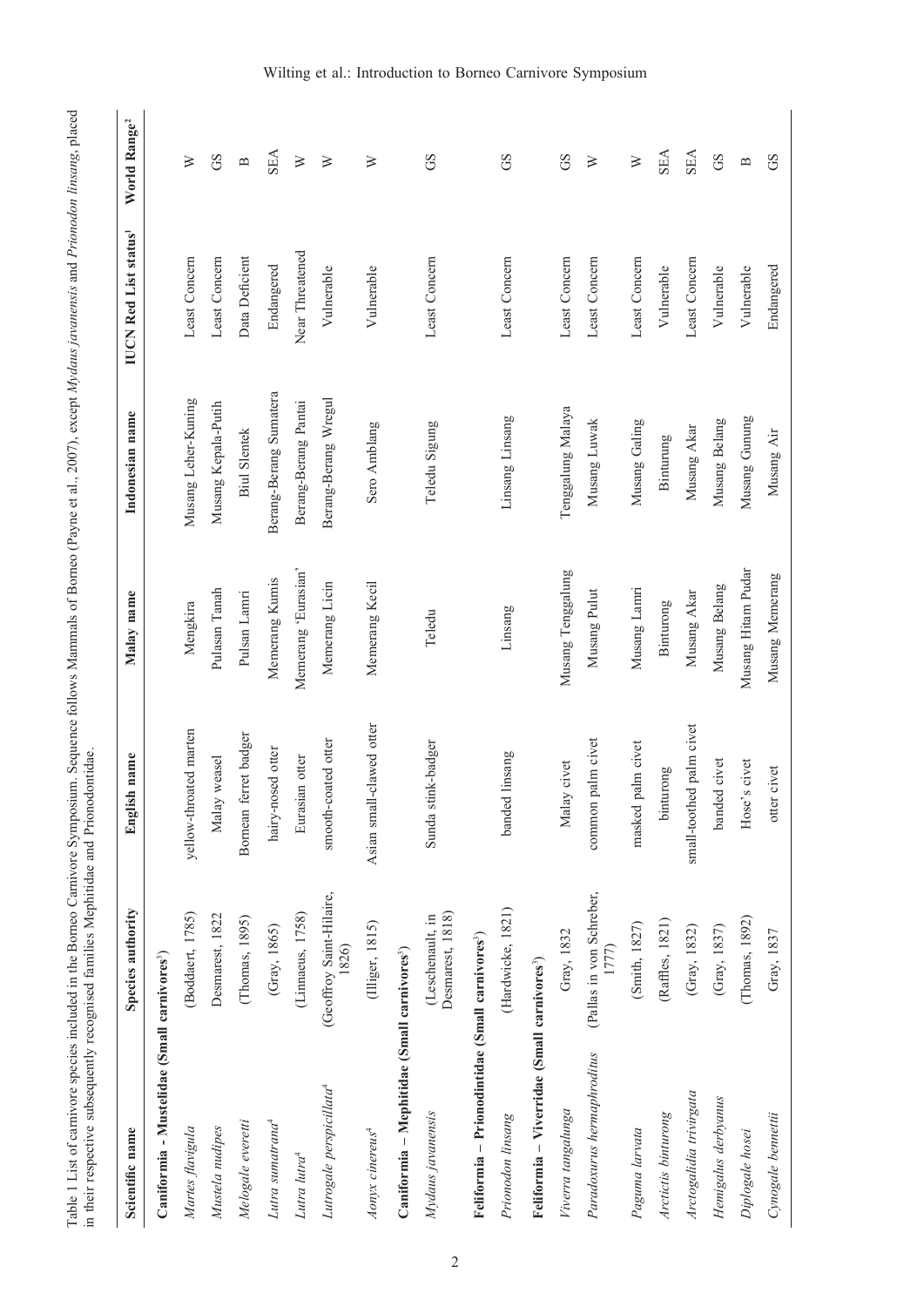Table 1 List of carnivore species included in the Borneo Carnivore Symposium. Sequence follows Mammals of Borneo (Payne et al., 2007), except *Mydaus javanensis* and *Prionodon linsang*, placed in their respective subsequently recognised families Mephitidae and Prionodontidae.

| Scientific name | Species authority | English name | Malay name | Indonesian name | IUCN Red List status[1] | World Range[2] |
|---|---|---|---|---|---|---|
| **Caniformia – Mustelidae (Small carnivores[3])** | | | | | | |
| *Martes flavigula* | (Boddaert, 1785) | yellow-throated marten | Mengkira | Musang Leher-Kuning | Least Concern | W |
| *Mustela nudipes* | Desmarest, 1822 | Malay weasel | Pulasan Tanah | Musang Kepala-Putih | Least Concern | GS |
| *Melogale everetti* | (Thomas, 1895) | Bornean ferret badger | Pulsan Lamri | Biul Slentek | Data Deficient | B |
| *Lutra sumatrana*[4] | (Gray, 1865) | hairy-nosed otter | Memerang Kumis | Berang-Berang Sumatera | Endangered | SEA |
| *Lutra lutra*[4] | (Linnaeus, 1758) | Eurasian otter | Memerang 'Eurasian' | Berang-Berang Pantai | Near Threatened | W |
| *Lutrogale perspicillata*[4] | (Geoffroy Saint-Hilaire, 1826) | smooth-coated otter | Memerang Licin | Berang-Berang Wregul | Vulnerable | W |
| *Aonyx cinereus*[4] | (Illiger, 1815) | Asian small-clawed otter | Memerang Kecil | Sero Amblang | Vulnerable | W |
| **Caniformia – Mephitidae (Small carnivores[3])** | | | | | | |
| *Mydaus javanensis* | (Leschenault, in Desmarest, 1818) | Sunda stink-badger | Teledu | Teledu Sigung | Least Concern | GS |
| **Feliformia – Prionodintidae (Small carnivores[3])** | | | | | | |
| *Prionodon linsang* | (Hardwicke, 1821) | banded linsang | Linsang | Linsang Linsang | Least Concern | GS |
| **Feliformia – Viverridae (Small carnivores[3])** | | | | | | |
| *Viverra tangalunga* | Gray, 1832 | Malay civet | Musang Tenggalung | Tenggalung Malaya | Least Concern | GS |
| *Paradoxurus hermaphroditus* | (Pallas in von Schreber, 1777) | common palm civet | Musang Pulut | Musang Luwak | Least Concern | W |
| *Paguma larvata* | (Smith, 1827) | masked palm civet | Musang Lamri | Musang Galing | Least Concern | W |
| *Arctictis binturong* | (Raffles, 1821) | binturong | Binturong | Binturung | Vulnerable | SEA |
| *Arctogalidia trivirgata* | (Gray, 1832) | small-toothed palm civet | Musang Akar | Musang Akar | Least Concern | SEA |
| *Hemigalus derbyanus* | (Gray, 1837) | banded civet | Musang Belang | Musang Belang | Vulnerable | GS |
| *Diplogale hosei* | (Thomas, 1892) | Hose's civet | Musang Hitam Pudar | Musang Gunung | Vulnerable | B |
| *Cynogale bennettii* | Gray, 1837 | otter civet | Musang Memerang | Musang Air | Endangered | GS |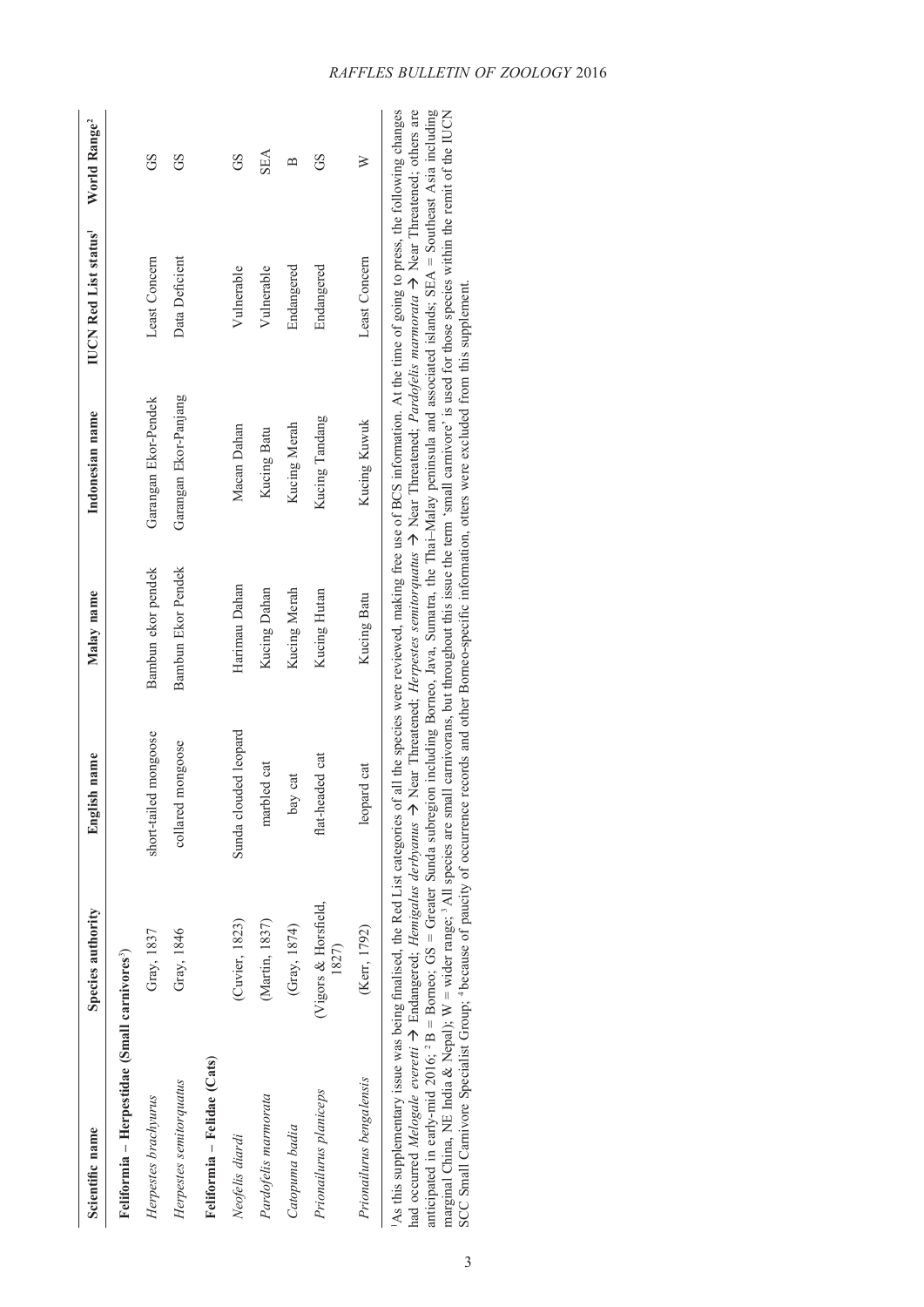| Scientific name | Species authority | English name | Malay name | Indonesian name | IUCN Red List status[1] | World Range[2] |
|---|---|---|---|---|---|---|
| **Feliformia – Herpestidae (Small carnivores[3])** | | | | | | |
| *Herpestes brachyurus* | Gray, 1837 | short-tailed mongoose | Bambun ekor pendek | Garangan Ekor-Pendek | Least Concern | GS |
| *Herpestes semitorquatus* | Gray, 1846 | collared mongoose | Bambun Ekor Pendek | Garangan Ekor-Panjang | Data Deficient | GS |
| **Feliformia – Felidae (Cats)** | | | | | | |
| *Neofelis diardi* | (Cuvier, 1823) | Sunda clouded leopard | Harimau Dahan | Macan Dahan | Vulnerable | GS |
| *Pardofelis marmorata* | (Martin, 1837) | marbled cat | Kucing Dahan | Kucing Batu | Vulnerable | SEA |
| *Catopuma badia* | (Gray, 1874) | bay cat | Kucing Merah | Kucing Merah | Endangered | B |
| *Prionailurus planiceps* | (Vigors & Horsfield, 1827) | flat-headed cat | Kucing Hutan | Kucing Tandang | Endangered | GS |
| *Prionailurus bengalensis* | (Kerr, 1792) | leopard cat | Kucing Batu | Kucing Kuwuk | Least Concern | W |

[1]As this supplementary issue was being finalised, the Red List categories of all the species were reviewed, making free use of BCS information. At the time of going to press, the following changes had occurred *Melogale everetti* → Endangered; *Hemigalus derbyanus* → Near Threatened; *Herpestes semitorquatus* → Near Threatened; *Pardofelis marmorata* → Near Threatened; others are anticipated in early-mid 2016; [2] B = Borneo; GS = Greater Sunda subregion including Borneo, Java, Sumatra, the Thai–Malay peninsula and associated islands; SEA = Southeast Asia including marginal China, NE India & Nepal); W = wider range; [3] All species are small carnivorans, but throughout this issue the term 'small carnivore' is used for those species within the remit of the IUCN SCC Small Carnivore Specialist Group; [4] because of paucity of occurrence records and other Borneo-specific information, otters were excluded from this supplement.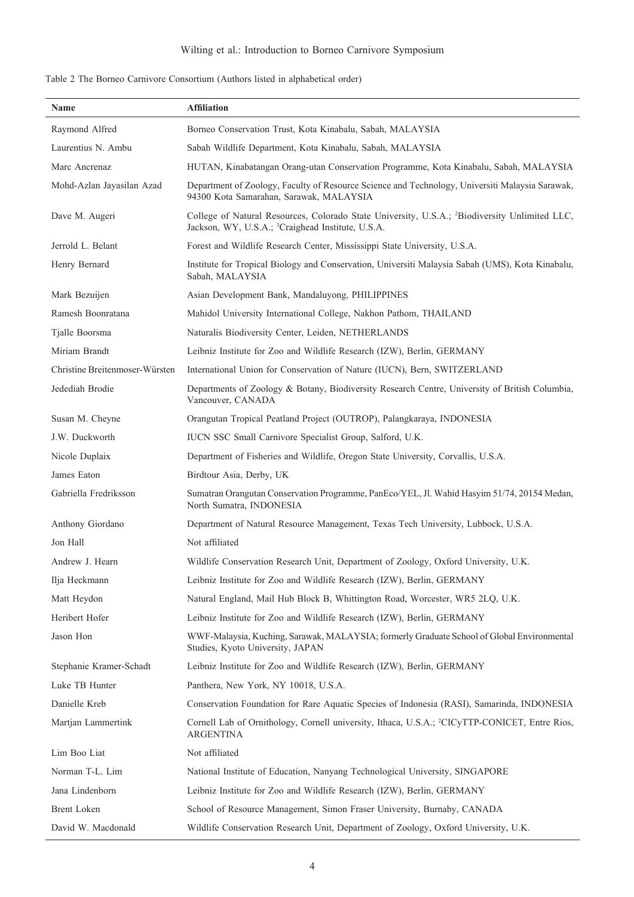Table 2 The Borneo Carnivore Consortium (Authors listed in alphabetical order)

| Name | Affiliation |
| --- | --- |
| Raymond Alfred | Borneo Conservation Trust, Kota Kinabalu, Sabah, MALAYSIA |
| Laurentius N. Ambu | Sabah Wildlife Department, Kota Kinabalu, Sabah, MALAYSIA |
| Marc Ancrenaz | HUTAN, Kinabatangan Orang-utan Conservation Programme, Kota Kinabalu, Sabah, MALAYSIA |
| Mohd-Azlan Jayasilan Azad | Department of Zoology, Faculty of Resource Science and Technology, Universiti Malaysia Sarawak, 94300 Kota Samarahan, Sarawak, MALAYSIA |
| Dave M. Augeri | College of Natural Resources, Colorado State University, U.S.A.; [2]Biodiversity Unlimited LLC, Jackson, WY, U.S.A.; [3]Craighead Institute, U.S.A. |
| Jerrold L. Belant | Forest and Wildlife Research Center, Mississippi State University, U.S.A. |
| Henry Bernard | Institute for Tropical Biology and Conservation, Universiti Malaysia Sabah (UMS), Kota Kinabalu, Sabah, MALAYSIA |
| Mark Bezuijen | Asian Development Bank, Mandaluyong, PHILIPPINES |
| Ramesh Boonratana | Mahidol University International College, Nakhon Pathom, THAILAND |
| Tjalle Boorsma | Naturalis Biodiversity Center, Leiden, NETHERLANDS |
| Miriam Brandt | Leibniz Institute for Zoo and Wildlife Research (IZW), Berlin, GERMANY |
| Christine Breitenmoser-Würsten | International Union for Conservation of Nature (IUCN), Bern, SWITZERLAND |
| Jedediah Brodie | Departments of Zoology & Botany, Biodiversity Research Centre, University of British Columbia, Vancouver, CANADA |
| Susan M. Cheyne | Orangutan Tropical Peatland Project (OUTROP), Palangkaraya, INDONESIA |
| J.W. Duckworth | IUCN SSC Small Carnivore Specialist Group, Salford, U.K. |
| Nicole Duplaix | Department of Fisheries and Wildlife, Oregon State University, Corvallis, U.S.A. |
| James Eaton | Birdtour Asia, Derby, UK |
| Gabriella Fredriksson | Sumatran Orangutan Conservation Programme, PanEco/YEL, Jl. Wahid Hasyim 51/74, 20154 Medan, North Sumatra, INDONESIA |
| Anthony Giordano | Department of Natural Resource Management, Texas Tech University, Lubbock, U.S.A. |
| Jon Hall | Not affiliated |
| Andrew J. Hearn | Wildlife Conservation Research Unit, Department of Zoology, Oxford University, U.K. |
| Ilja Heckmann | Leibniz Institute for Zoo and Wildlife Research (IZW), Berlin, GERMANY |
| Matt Heydon | Natural England, Mail Hub Block B, Whittington Road, Worcester, WR5 2LQ, U.K. |
| Heribert Hofer | Leibniz Institute for Zoo and Wildlife Research (IZW), Berlin, GERMANY |
| Jason Hon | WWF-Malaysia, Kuching, Sarawak, MALAYSIA; formerly Graduate School of Global Environmental Studies, Kyoto University, JAPAN |
| Stephanie Kramer-Schadt | Leibniz Institute for Zoo and Wildlife Research (IZW), Berlin, GERMANY |
| Luke TB Hunter | Panthera, New York, NY 10018, U.S.A. |
| Danielle Kreb | Conservation Foundation for Rare Aquatic Species of Indonesia (RASI), Samarinda, INDONESIA |
| Martjan Lammertink | Cornell Lab of Ornithology, Cornell university, Ithaca, U.S.A.; [2]CICyTTP-CONICET, Entre Rios, ARGENTINA |
| Lim Boo Liat | Not affiliated |
| Norman T-L. Lim | National Institute of Education, Nanyang Technological University, SINGAPORE |
| Jana Lindenborn | Leibniz Institute for Zoo and Wildlife Research (IZW), Berlin, GERMANY |
| Brent Loken | School of Resource Management, Simon Fraser University, Burnaby, CANADA |
| David W. Macdonald | Wildlife Conservation Research Unit, Department of Zoology, Oxford University, U.K. |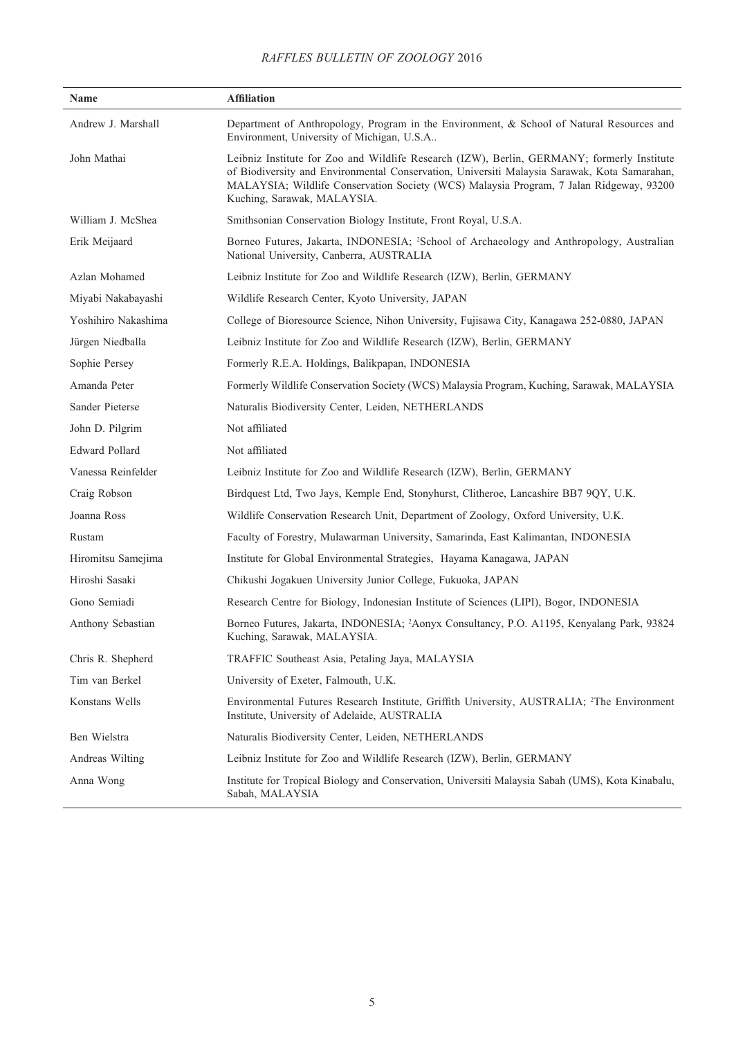| Name | Affiliation |
| --- | --- |
| Andrew J. Marshall | Department of Anthropology, Program in the Environment, & School of Natural Resources and Environment, University of Michigan, U.S.A.. |
| John Mathai | Leibniz Institute for Zoo and Wildlife Research (IZW), Berlin, GERMANY; formerly Institute of Biodiversity and Environmental Conservation, Universiti Malaysia Sarawak, Kota Samarahan, MALAYSIA; Wildlife Conservation Society (WCS) Malaysia Program, 7 Jalan Ridgeway, 93200 Kuching, Sarawak, MALAYSIA. |
| William J. McShea | Smithsonian Conservation Biology Institute, Front Royal, U.S.A. |
| Erik Meijaard | Borneo Futures, Jakarta, INDONESIA; [2]School of Archaeology and Anthropology, Australian National University, Canberra, AUSTRALIA |
| Azlan Mohamed | Leibniz Institute for Zoo and Wildlife Research (IZW), Berlin, GERMANY |
| Miyabi Nakabayashi | Wildlife Research Center, Kyoto University, JAPAN |
| Yoshihiro Nakashima | College of Bioresource Science, Nihon University, Fujisawa City, Kanagawa 252-0880, JAPAN |
| Jürgen Niedballa | Leibniz Institute for Zoo and Wildlife Research (IZW), Berlin, GERMANY |
| Sophie Persey | Formerly R.E.A. Holdings, Balikpapan, INDONESIA |
| Amanda Peter | Formerly Wildlife Conservation Society (WCS) Malaysia Program, Kuching, Sarawak, MALAYSIA |
| Sander Pieterse | Naturalis Biodiversity Center, Leiden, NETHERLANDS |
| John D. Pilgrim | Not affiliated |
| Edward Pollard | Not affiliated |
| Vanessa Reinfelder | Leibniz Institute for Zoo and Wildlife Research (IZW), Berlin, GERMANY |
| Craig Robson | Birdquest Ltd, Two Jays, Kemple End, Stonyhurst, Clitheroe, Lancashire BB7 9QY, U.K. |
| Joanna Ross | Wildlife Conservation Research Unit, Department of Zoology, Oxford University, U.K. |
| Rustam | Faculty of Forestry, Mulawarman University, Samarinda, East Kalimantan, INDONESIA |
| Hiromitsu Samejima | Institute for Global Environmental Strategies, Hayama Kanagawa, JAPAN |
| Hiroshi Sasaki | Chikushi Jogakuen University Junior College, Fukuoka, JAPAN |
| Gono Semiadi | Research Centre for Biology, Indonesian Institute of Sciences (LIPI), Bogor, INDONESIA |
| Anthony Sebastian | Borneo Futures, Jakarta, INDONESIA; [2]Aonyx Consultancy, P.O. A1195, Kenyalang Park, 93824 Kuching, Sarawak, MALAYSIA. |
| Chris R. Shepherd | TRAFFIC Southeast Asia, Petaling Jaya, MALAYSIA |
| Tim van Berkel | University of Exeter, Falmouth, U.K. |
| Konstans Wells | Environmental Futures Research Institute, Griffith University, AUSTRALIA; [2]The Environment Institute, University of Adelaide, AUSTRALIA |
| Ben Wielstra | Naturalis Biodiversity Center, Leiden, NETHERLANDS |
| Andreas Wilting | Leibniz Institute for Zoo and Wildlife Research (IZW), Berlin, GERMANY |
| Anna Wong | Institute for Tropical Biology and Conservation, Universiti Malaysia Sabah (UMS), Kota Kinabalu, Sabah, MALAYSIA |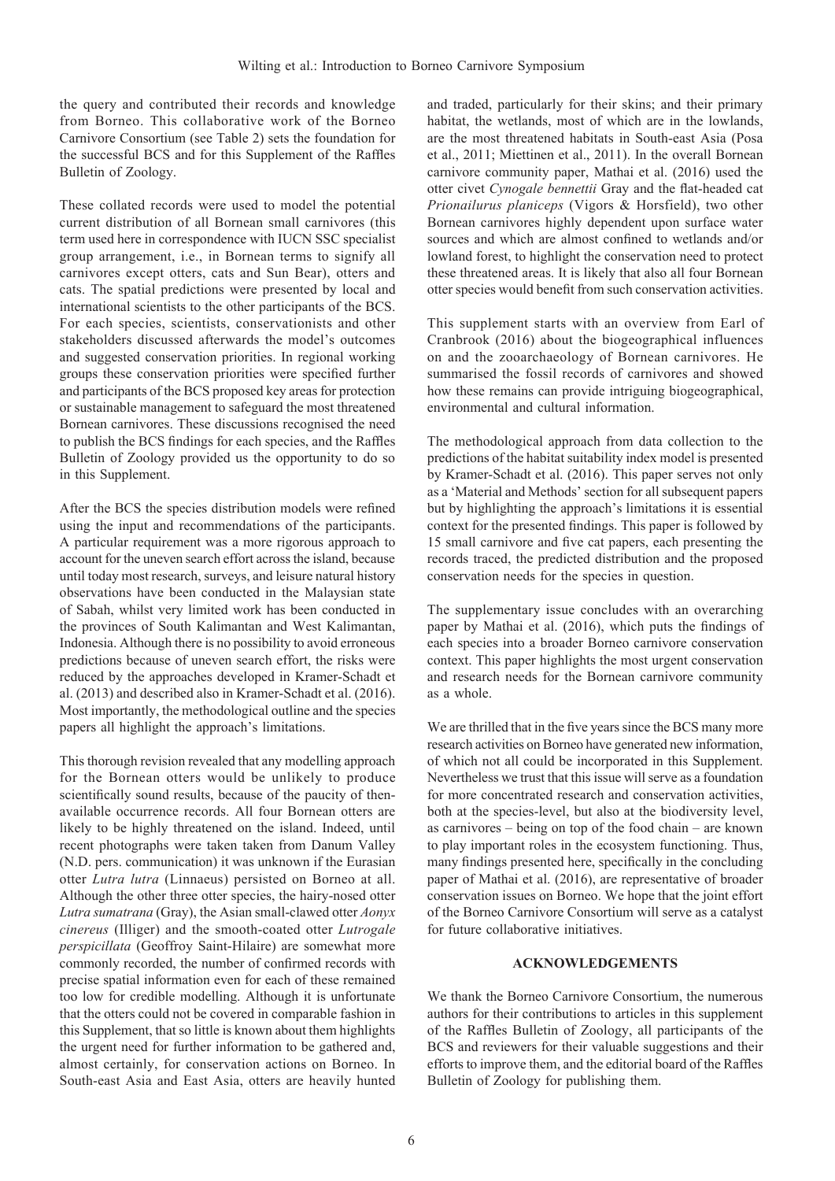the query and contributed their records and knowledge from Borneo. This collaborative work of the Borneo Carnivore Consortium (see Table 2) sets the foundation for the successful BCS and for this Supplement of the Raffles Bulletin of Zoology.

These collated records were used to model the potential current distribution of all Bornean small carnivores (this term used here in correspondence with IUCN SSC specialist group arrangement, i.e., in Bornean terms to signify all carnivores except otters, cats and Sun Bear), otters and cats. The spatial predictions were presented by local and international scientists to the other participants of the BCS. For each species, scientists, conservationists and other stakeholders discussed afterwards the model's outcomes and suggested conservation priorities. In regional working groups these conservation priorities were specified further and participants of the BCS proposed key areas for protection or sustainable management to safeguard the most threatened Bornean carnivores. These discussions recognised the need to publish the BCS findings for each species, and the Raffles Bulletin of Zoology provided us the opportunity to do so in this Supplement.

After the BCS the species distribution models were refined using the input and recommendations of the participants. A particular requirement was a more rigorous approach to account for the uneven search effort across the island, because until today most research, surveys, and leisure natural history observations have been conducted in the Malaysian state of Sabah, whilst very limited work has been conducted in the provinces of South Kalimantan and West Kalimantan, Indonesia. Although there is no possibility to avoid erroneous predictions because of uneven search effort, the risks were reduced by the approaches developed in Kramer-Schadt et al. (2013) and described also in Kramer-Schadt et al. (2016). Most importantly, the methodological outline and the species papers all highlight the approach's limitations.

This thorough revision revealed that any modelling approach for the Bornean otters would be unlikely to produce scientifically sound results, because of the paucity of then-available occurrence records. All four Bornean otters are likely to be highly threatened on the island. Indeed, until recent photographs were taken taken from Danum Valley (N.D. pers. communication) it was unknown if the Eurasian otter *Lutra lutra* (Linnaeus) persisted on Borneo at all. Although the other three otter species, the hairy-nosed otter *Lutra sumatrana* (Gray), the Asian small-clawed otter *Aonyx cinereus* (Illiger) and the smooth-coated otter *Lutrogale perspicillata* (Geoffroy Saint-Hilaire) are somewhat more commonly recorded, the number of confirmed records with precise spatial information even for each of these remained too low for credible modelling. Although it is unfortunate that the otters could not be covered in comparable fashion in this Supplement, that so little is known about them highlights the urgent need for further information to be gathered and, almost certainly, for conservation actions on Borneo. In South-east Asia and East Asia, otters are heavily hunted and traded, particularly for their skins; and their primary habitat, the wetlands, most of which are in the lowlands, are the most threatened habitats in South-east Asia (Posa et al., 2011; Miettinen et al., 2011). In the overall Bornean carnivore community paper, Mathai et al. (2016) used the otter civet *Cynogale bennettii* Gray and the flat-headed cat *Prionailurus planiceps* (Vigors & Horsfield), two other Bornean carnivores highly dependent upon surface water sources and which are almost confined to wetlands and/or lowland forest, to highlight the conservation need to protect these threatened areas. It is likely that also all four Bornean otter species would benefit from such conservation activities.

This supplement starts with an overview from Earl of Cranbrook (2016) about the biogeographical influences on and the zooarchaeology of Bornean carnivores. He summarised the fossil records of carnivores and showed how these remains can provide intriguing biogeographical, environmental and cultural information.

The methodological approach from data collection to the predictions of the habitat suitability index model is presented by Kramer-Schadt et al. (2016). This paper serves not only as a 'Material and Methods' section for all subsequent papers but by highlighting the approach's limitations it is essential context for the presented findings. This paper is followed by 15 small carnivore and five cat papers, each presenting the records traced, the predicted distribution and the proposed conservation needs for the species in question.

The supplementary issue concludes with an overarching paper by Mathai et al. (2016), which puts the findings of each species into a broader Borneo carnivore conservation context. This paper highlights the most urgent conservation and research needs for the Bornean carnivore community as a whole.

We are thrilled that in the five years since the BCS many more research activities on Borneo have generated new information, of which not all could be incorporated in this Supplement. Nevertheless we trust that this issue will serve as a foundation for more concentrated research and conservation activities, both at the species-level, but also at the biodiversity level, as carnivores – being on top of the food chain – are known to play important roles in the ecosystem functioning. Thus, many findings presented here, specifically in the concluding paper of Mathai et al. (2016), are representative of broader conservation issues on Borneo. We hope that the joint effort of the Borneo Carnivore Consortium will serve as a catalyst for future collaborative initiatives.

## ACKNOWLEDGEMENTS

We thank the Borneo Carnivore Consortium, the numerous authors for their contributions to articles in this supplement of the Raffles Bulletin of Zoology, all participants of the BCS and reviewers for their valuable suggestions and their efforts to improve them, and the editorial board of the Raffles Bulletin of Zoology for publishing them.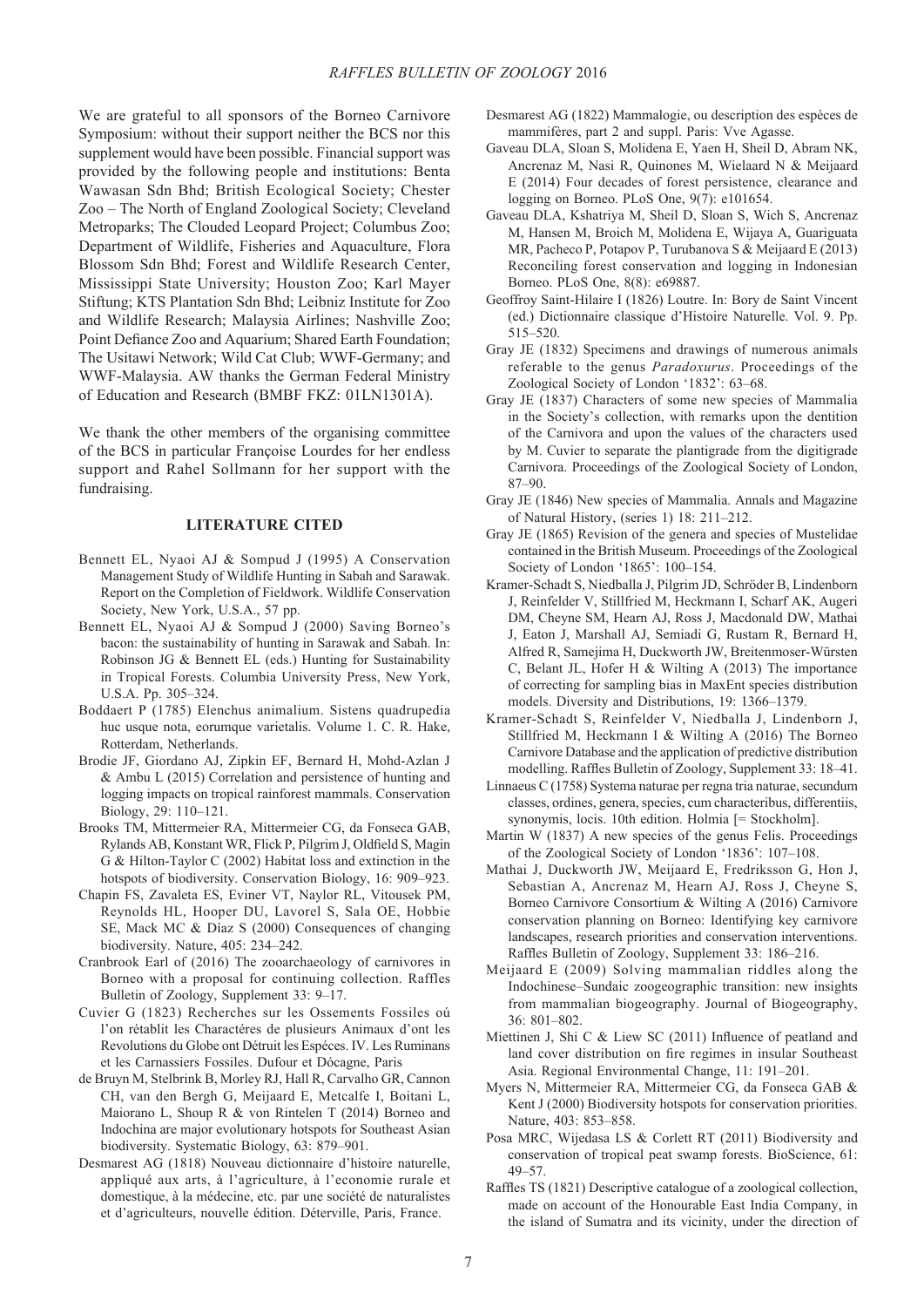We are grateful to all sponsors of the Borneo Carnivore Symposium: without their support neither the BCS nor this supplement would have been possible. Financial support was provided by the following people and institutions: Benta Wawasan Sdn Bhd; British Ecological Society; Chester Zoo – The North of England Zoological Society; Cleveland Metroparks; The Clouded Leopard Project; Columbus Zoo; Department of Wildlife, Fisheries and Aquaculture, Flora Blossom Sdn Bhd; Forest and Wildlife Research Center, Mississippi State University; Houston Zoo; Karl Mayer Stiftung; KTS Plantation Sdn Bhd; Leibniz Institute for Zoo and Wildlife Research; Malaysia Airlines; Nashville Zoo; Point Defiance Zoo and Aquarium; Shared Earth Foundation; The Usitawi Network; Wild Cat Club; WWF-Germany; and WWF-Malaysia. AW thanks the German Federal Ministry of Education and Research (BMBF FKZ: 01LN1301A).

We thank the other members of the organising committee of the BCS in particular Françoise Lourdes for her endless support and Rahel Sollmann for her support with the fundraising.

## LITERATURE CITED

Bennett EL, Nyaoi AJ & Sompud J (1995) A Conservation Management Study of Wildlife Hunting in Sabah and Sarawak. Report on the Completion of Fieldwork. Wildlife Conservation Society, New York, U.S.A., 57 pp.

Bennett EL, Nyaoi AJ & Sompud J (2000) Saving Borneo's bacon: the sustainability of hunting in Sarawak and Sabah. In: Robinson JG & Bennett EL (eds.) Hunting for Sustainability in Tropical Forests. Columbia University Press, New York, U.S.A. Pp. 305–324.

Boddaert P (1785) Elenchus animalium. Sistens quadrupedia huc usque nota, eorumque varietalis. Volume 1. C. R. Hake, Rotterdam, Netherlands.

Brodie JF, Giordano AJ, Zipkin EF, Bernard H, Mohd-Azlan J & Ambu L (2015) Correlation and persistence of hunting and logging impacts on tropical rainforest mammals. Conservation Biology, 29: 110–121.

Brooks TM, Mittermeier RA, Mittermeier CG, da Fonseca GAB, Rylands AB, Konstant WR, Flick P, Pilgrim J, Oldfield S, Magin G & Hilton-Taylor C (2002) Habitat loss and extinction in the hotspots of biodiversity. Conservation Biology, 16: 909–923.

Chapin FS, Zavaleta ES, Eviner VT, Naylor RL, Vitousek PM, Reynolds HL, Hooper DU, Lavorel S, Sala OE, Hobbie SE, Mack MC & Díaz S (2000) Consequences of changing biodiversity. Nature, 405: 234–242.

Cranbrook Earl of (2016) The zooarchaeology of carnivores in Borneo with a proposal for continuing collection. Raffles Bulletin of Zoology, Supplement 33: 9–17.

Cuvier G (1823) Recherches sur les Ossements Fossiles oú l'on rétablit les Charactéres de plusieurs Animaux d'ont les Revolutions du Globe ont Détruit les Espéces. IV. Les Ruminans et les Carnassiers Fossiles. Dufour et Dócagne, Paris

de Bruyn M, Stelbrink B, Morley RJ, Hall R, Carvalho GR, Cannon CH, van den Bergh G, Meijaard E, Metcalfe I, Boitani L, Maiorano L, Shoup R & von Rintelen T (2014) Borneo and Indochina are major evolutionary hotspots for Southeast Asian biodiversity. Systematic Biology, 63: 879–901.

Desmarest AG (1818) Nouveau dictionnaire d'histoire naturelle, appliqué aux arts, à l'agriculture, à l'economie rurale et domestique, à la médecine, etc. par une société de naturalistes et d'agriculteurs, nouvelle édition. Déterville, Paris, France.

Desmarest AG (1822) Mammalogie, ou description des espèces de mammifères, part 2 and suppl. Paris: Vve Agasse.

Gaveau DLA, Sloan S, Molidena E, Yaen H, Sheil D, Abram NK, Ancrenaz M, Nasi R, Quinones M, Wielaard N & Meijaard E (2014) Four decades of forest persistence, clearance and logging on Borneo. PLoS One, 9(7): e101654.

Gaveau DLA, Kshatriya M, Sheil D, Sloan S, Wich S, Ancrenaz M, Hansen M, Broich M, Molidena E, Wijaya A, Guariguata MR, Pacheco P, Potapov P, Turubanova S & Meijaard E (2013) Reconciling forest conservation and logging in Indonesian Borneo. PLoS One, 8(8): e69887.

Geoffroy Saint-Hilaire I (1826) Loutre. In: Bory de Saint Vincent (ed.) Dictionnaire classique d'Histoire Naturelle. Vol. 9. Pp. 515–520.

Gray JE (1832) Specimens and drawings of numerous animals referable to the genus *Paradoxurus*. Proceedings of the Zoological Society of London '1832': 63–68.

Gray JE (1837) Characters of some new species of Mammalia in the Society's collection, with remarks upon the dentition of the Carnivora and upon the values of the characters used by M. Cuvier to separate the plantigrade from the digitigrade Carnivora. Proceedings of the Zoological Society of London, 87–90.

Gray JE (1846) New species of Mammalia. Annals and Magazine of Natural History, (series 1) 18: 211–212.

Gray JE (1865) Revision of the genera and species of Mustelidae contained in the British Museum. Proceedings of the Zoological Society of London '1865': 100–154.

Kramer-Schadt S, Niedballa J, Pilgrim JD, Schröder B, Lindenborn J, Reinfelder V, Stillfried M, Heckmann I, Scharf AK, Augeri DM, Cheyne SM, Hearn AJ, Ross J, Macdonald DW, Mathai J, Eaton J, Marshall AJ, Semiadi G, Rustam R, Bernard H, Alfred R, Samejima H, Duckworth JW, Breitenmoser-Würsten C, Belant JL, Hofer H & Wilting A (2013) The importance of correcting for sampling bias in MaxEnt species distribution models. Diversity and Distributions, 19: 1366–1379.

Kramer-Schadt S, Reinfelder V, Niedballa J, Lindenborn J, Stillfried M, Heckmann I & Wilting A (2016) The Borneo Carnivore Database and the application of predictive distribution modelling. Raffles Bulletin of Zoology, Supplement 33: 18–41.

Linnaeus C (1758) Systema naturae per regna tria naturae, secundum classes, ordines, genera, species, cum characteribus, differentiis, synonymis, locis. 10th edition. Holmia [= Stockholm].

Martin W (1837) A new species of the genus Felis. Proceedings of the Zoological Society of London '1836': 107–108.

Mathai J, Duckworth JW, Meijaard E, Fredriksson G, Hon J, Sebastian A, Ancrenaz M, Hearn AJ, Ross J, Cheyne S, Borneo Carnivore Consortium & Wilting A (2016) Carnivore conservation planning on Borneo: Identifying key carnivore landscapes, research priorities and conservation interventions. Raffles Bulletin of Zoology, Supplement 33: 186–216.

Meijaard E (2009) Solving mammalian riddles along the Indochinese–Sundaic zoogeographic transition: new insights from mammalian biogeography. Journal of Biogeography, 36: 801–802.

Miettinen J, Shi C & Liew SC (2011) Influence of peatland and land cover distribution on fire regimes in insular Southeast Asia. Regional Environmental Change, 11: 191–201.

Myers N, Mittermeier RA, Mittermeier CG, da Fonseca GAB & Kent J (2000) Biodiversity hotspots for conservation priorities. Nature, 403: 853–858.

Posa MRC, Wijedasa LS & Corlett RT (2011) Biodiversity and conservation of tropical peat swamp forests. BioScience, 61: 49–57.

Raffles TS (1821) Descriptive catalogue of a zoological collection, made on account of the Honourable East India Company, in the island of Sumatra and its vicinity, under the direction of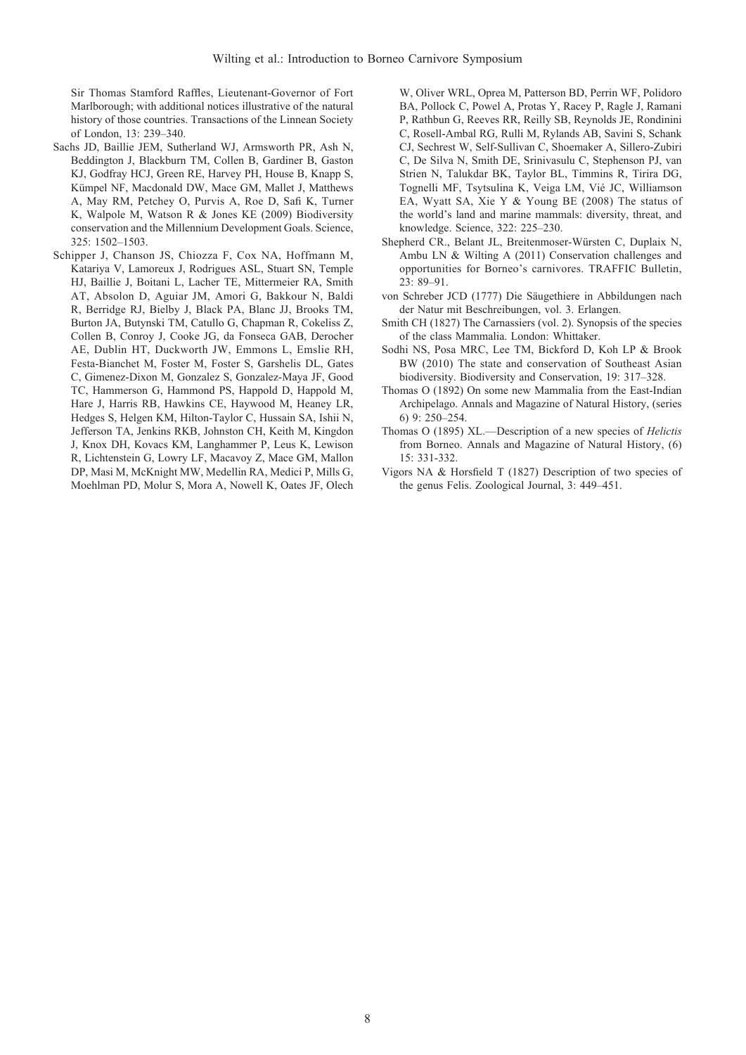Sir Thomas Stamford Raffles, Lieutenant-Governor of Fort Marlborough; with additional notices illustrative of the natural history of those countries. Transactions of the Linnean Society of London, 13: 239–340.

Sachs JD, Baillie JEM, Sutherland WJ, Armsworth PR, Ash N, Beddington J, Blackburn TM, Collen B, Gardiner B, Gaston KJ, Godfray HCJ, Green RE, Harvey PH, House B, Knapp S, Kümpel NF, Macdonald DW, Mace GM, Mallet J, Matthews A, May RM, Petchey O, Purvis A, Roe D, Safi K, Turner K, Walpole M, Watson R & Jones KE (2009) Biodiversity conservation and the Millennium Development Goals. Science, 325: 1502–1503.

Schipper J, Chanson JS, Chiozza F, Cox NA, Hoffmann M, Katariya V, Lamoreux J, Rodrigues ASL, Stuart SN, Temple HJ, Baillie J, Boitani L, Lacher TE, Mittermeier RA, Smith AT, Absolon D, Aguiar JM, Amori G, Bakkour N, Baldi R, Berridge RJ, Bielby J, Black PA, Blanc JJ, Brooks TM, Burton JA, Butynski TM, Catullo G, Chapman R, Cokeliss Z, Collen B, Conroy J, Cooke JG, da Fonseca GAB, Derocher AE, Dublin HT, Duckworth JW, Emmons L, Emslie RH, Festa-Bianchet M, Foster M, Foster S, Garshelis DL, Gates C, Gimenez-Dixon M, Gonzalez S, Gonzalez-Maya JF, Good TC, Hammerson G, Hammond PS, Happold D, Happold M, Hare J, Harris RB, Hawkins CE, Haywood M, Heaney LR, Hedges S, Helgen KM, Hilton-Taylor C, Hussain SA, Ishii N, Jefferson TA, Jenkins RKB, Johnston CH, Keith M, Kingdon J, Knox DH, Kovacs KM, Langhammer P, Leus K, Lewison R, Lichtenstein G, Lowry LF, Macavoy Z, Mace GM, Mallon DP, Masi M, McKnight MW, Medellin RA, Medici P, Mills G, Moehlman PD, Molur S, Mora A, Nowell K, Oates JF, Olech W, Oliver WRL, Oprea M, Patterson BD, Perrin WF, Polidoro BA, Pollock C, Powel A, Protas Y, Racey P, Ragle J, Ramani P, Rathbun G, Reeves RR, Reilly SB, Reynolds JE, Rondinini C, Rosell-Ambal RG, Rulli M, Rylands AB, Savini S, Schank CJ, Sechrest W, Self-Sullivan C, Shoemaker A, Sillero-Zubiri C, De Silva N, Smith DE, Srinivasulu C, Stephenson PJ, van Strien N, Talukdar BK, Taylor BL, Timmins R, Tirira DG, Tognelli MF, Tsytsulina K, Veiga LM, Vié JC, Williamson EA, Wyatt SA, Xie Y & Young BE (2008) The status of the world's land and marine mammals: diversity, threat, and knowledge. Science, 322: 225–230.

Shepherd CR., Belant JL, Breitenmoser-Würsten C, Duplaix N, Ambu LN & Wilting A (2011) Conservation challenges and opportunities for Borneo's carnivores. TRAFFIC Bulletin, 23: 89–91.

von Schreber JCD (1777) Die Säugethiere in Abbildungen nach der Natur mit Beschreibungen, vol. 3. Erlangen.

Smith CH (1827) The Carnassiers (vol. 2). Synopsis of the species of the class Mammalia. London: Whittaker.

Sodhi NS, Posa MRC, Lee TM, Bickford D, Koh LP & Brook BW (2010) The state and conservation of Southeast Asian biodiversity. Biodiversity and Conservation, 19: 317–328.

Thomas O (1892) On some new Mammalia from the East-Indian Archipelago. Annals and Magazine of Natural History, (series 6) 9: 250–254.

Thomas O (1895) XL.—Description of a new species of *Helictis* from Borneo. Annals and Magazine of Natural History, (6) 15: 331-332.

Vigors NA & Horsfield T (1827) Description of two species of the genus Felis. Zoological Journal, 3: 449–451.